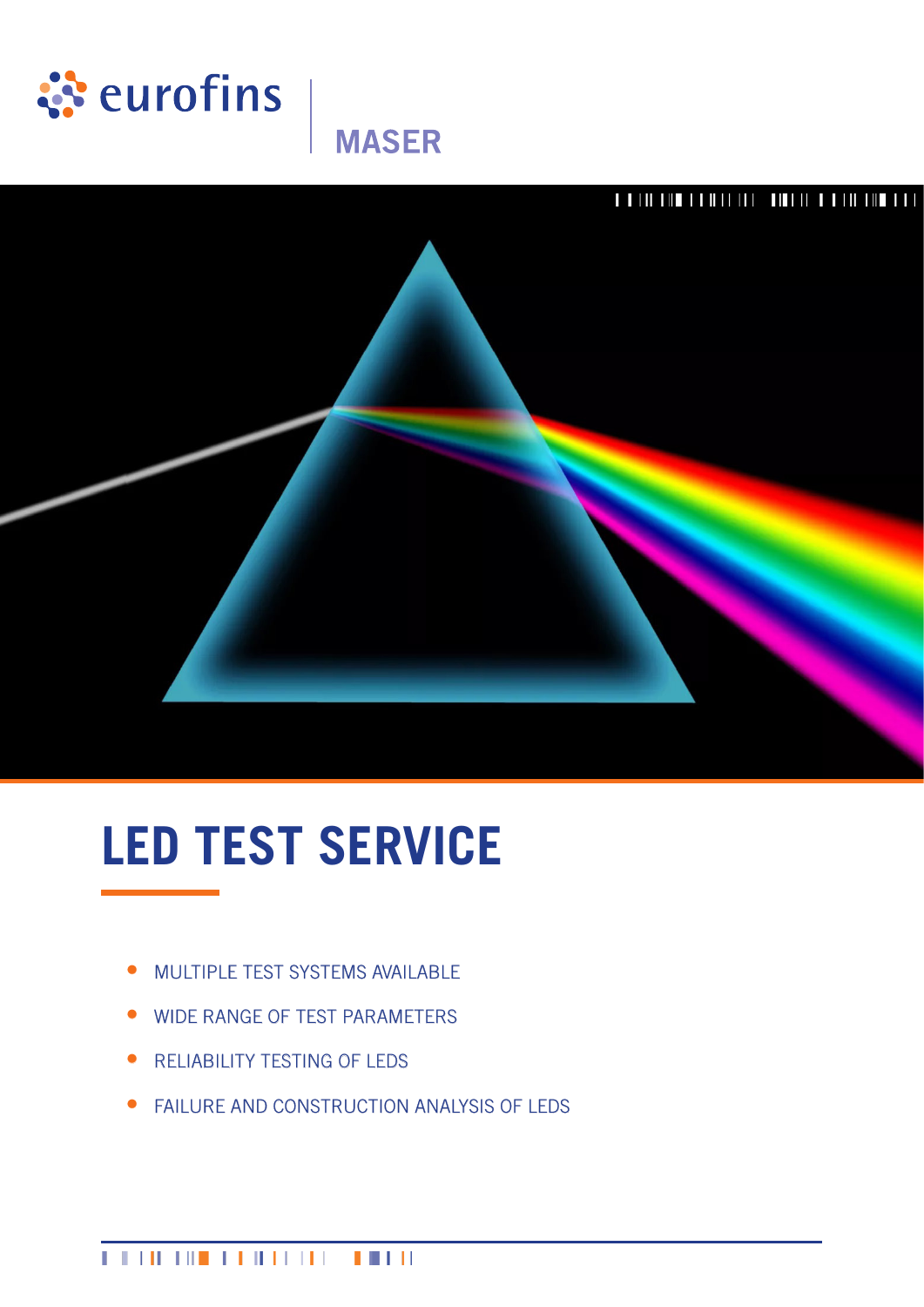eurofins | MASER

# LED TEST SERVICE

- MULTIPLE TEST SYSTEMS AVAILABLE
- WIDE RANGE OF TEST PARAMETERS
- RELIABILITY TESTING OF LEDS
- FAILURE AND CONSTRUCTION ANALYSIS OF LEDS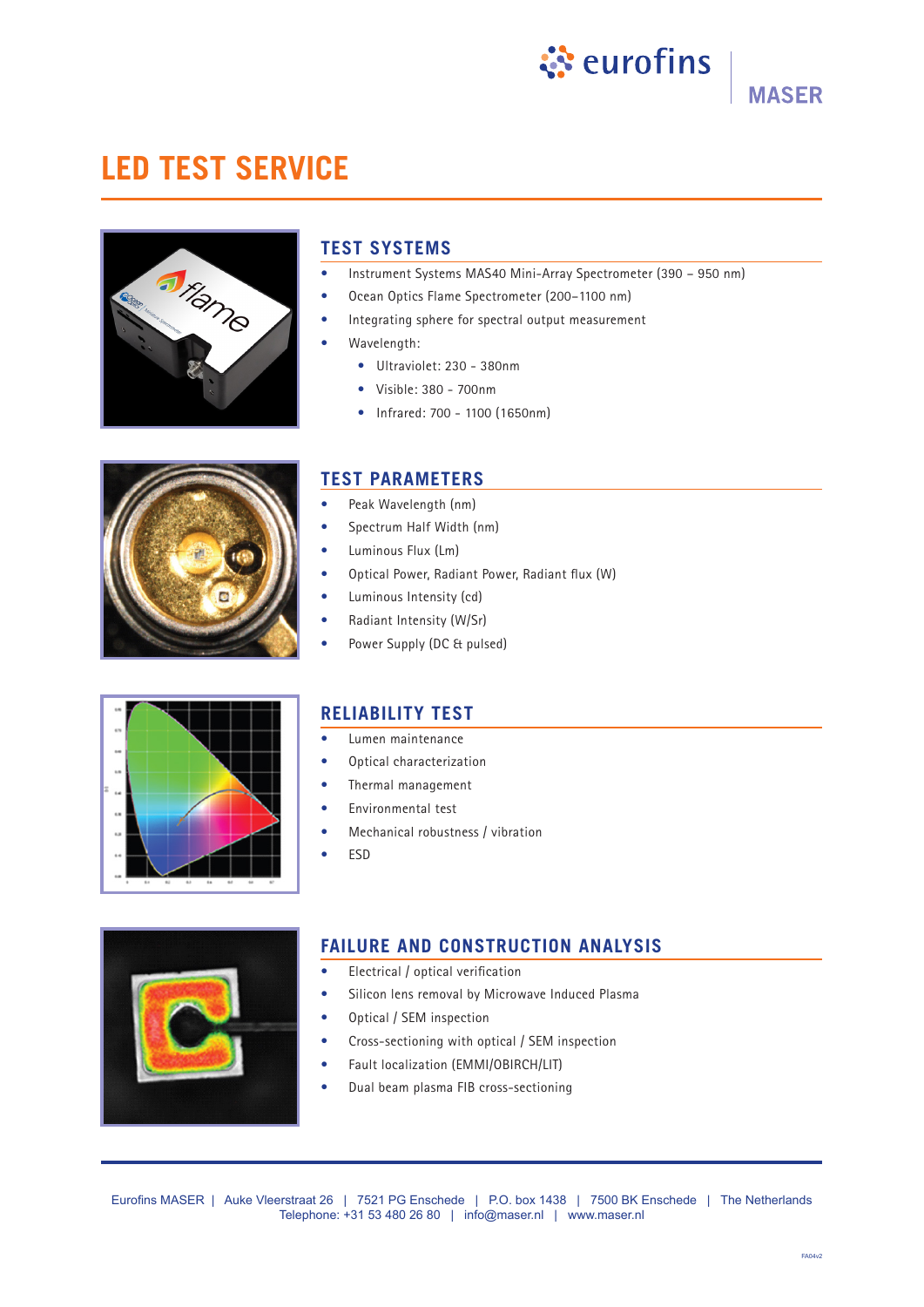eurofins MASER

# LED TEST SERVICE

## TEST SYSTEMS

- Instrument Systems MAS40 Mini-Array Spectrometer (390 – 950 nm)
- Ocean Optics Flame Spectrometer (200–1100 nm)
- Integrating sphere for spectral output measurement
- Wavelength:
    - Ultraviolet: 230 - 380nm
    - Visible: 380 - 700nm
    - Infrared: 700 - 1100 (1650nm)

## TEST PARAMETERS

- Peak Wavelength (nm)
- Spectrum Half Width (nm)
- Luminous Flux (Lm)
- Optical Power, Radiant Power, Radiant flux (W)
- Luminous Intensity (cd)
- Radiant Intensity (W/Sr)
- Power Supply (DC & pulsed)

## RELIABILITY TEST

- Lumen maintenance
- Optical characterization
- Thermal management
- Environmental test
- Mechanical robustness / vibration
- ESD

## FAILURE AND CONSTRUCTION ANALYSIS

- Electrical / optical verification
- Silicon lens removal by Microwave Induced Plasma
- Optical / SEM inspection
- Cross-sectioning with optical / SEM inspection
- Fault localization (EMMI/OBIRCH/LIT)
- Dual beam plasma FIB cross-sectioning

Eurofins MASER | Auke Vleerstraat 26 | 7521 PG Enschede | P.O. box 1438 | 7500 BK Enschede | The Netherlands
Telephone: +31 53 480 26 80 | info@maser.nl | www.maser.nl

FA04v2